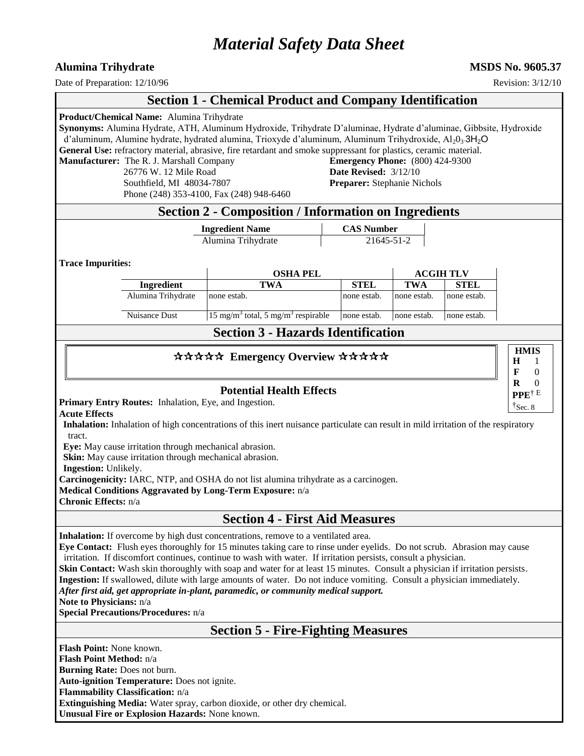# Material Safety Data Sheet

**Alumina Trihydrate** **MSDS No. 9605.37**

Date of Preparation: 12/10/96 Revision: 3/12/10

## Section 1 - Chemical Product and Company Identification

**Product/Chemical Name:** Alumina Trihydrate

**Synonyms:** Alumina Hydrate, ATH, Aluminum Hydroxide, Trihydrate D'aluminae, Hydrate d'aluminae, Gibbsite, Hydroxide d'aluminum, Alumine hydrate, hydrated alumina, Trioxyde d'aluminum, Aluminum Trihydroxide, $Al_2O_3 \cdot 3H_2O$

**General Use:** refractory material, abrasive, fire retardant and smoke suppressant for plastics, ceramic material.

**Manufacturer:** The R. J. Marshall Company
26776 W. 12 Mile Road
Southfield, MI 48034-7807
Phone (248) 353-4100, Fax (248) 948-6460

**Emergency Phone:** (800) 424-9300
**Date Revised:** 3/12/10
**Preparer:** Stephanie Nichols

## Section 2 - Composition / Information on Ingredients

| Ingredient Name | CAS Number |
|---|---|
| Alumina Trihydrate | 21645-51-2 |

**Trace Impurities:**

| | OSHA PEL | | ACGIH TLV | |
|---|---|---|---|---|
| **Ingredient** | **TWA** | **STEL** | **TWA** | **STEL** |
| Alumina Trihydrate | none estab. | none estab. | none estab. | none estab. |
| Nuisance Dust | 15 $mg/m^3$ total, 5 $mg/m^3$ respirable | none estab. | none estab. | none estab. |

## Section 3 - Hazards Identification

☆☆☆☆☆ **Emergency Overview** ☆☆☆☆☆

| HMIS | |
|---|---|
| H | 1 |
| F | 0 |
| R | 0 |
| PPE† | E |

†Sec. 8

### Potential Health Effects

**Primary Entry Routes:** Inhalation, Eye, and Ingestion.

**Acute Effects**

**Inhalation:** Inhalation of high concentrations of this inert nuisance particulate can result in mild irritation of the respiratory tract.

**Eye:** May cause irritation through mechanical abrasion.

**Skin:** May cause irritation through mechanical abrasion.

**Ingestion:** Unlikely.

**Carcinogenicity:** IARC, NTP, and OSHA do not list alumina trihydrate as a carcinogen.

**Medical Conditions Aggravated by Long-Term Exposure:** n/a

**Chronic Effects:** n/a

## Section 4 - First Aid Measures

**Inhalation:** If overcome by high dust concentrations, remove to a ventilated area.

**Eye Contact:** Flush eyes thoroughly for 15 minutes taking care to rinse under eyelids. Do not scrub. Abrasion may cause irritation. If discomfort continues, continue to wash with water. If irritation persists, consult a physician.

**Skin Contact:** Wash skin thoroughly with soap and water for at least 15 minutes. Consult a physician if irritation persists.

**Ingestion:** If swallowed, dilute with large amounts of water. Do not induce vomiting. Consult a physician immediately.

***After first aid, get appropriate in-plant, paramedic, or community medical support.***

**Note to Physicians:** n/a

**Special Precautions/Procedures:** n/a

## Section 5 - Fire-Fighting Measures

**Flash Point:** None known.

**Flash Point Method:** n/a

**Burning Rate:** Does not burn.

**Auto-ignition Temperature:** Does not ignite.

**Flammability Classification:** n/a

**Extinguishing Media:** Water spray, carbon dioxide, or other dry chemical.

**Unusual Fire or Explosion Hazards:** None known.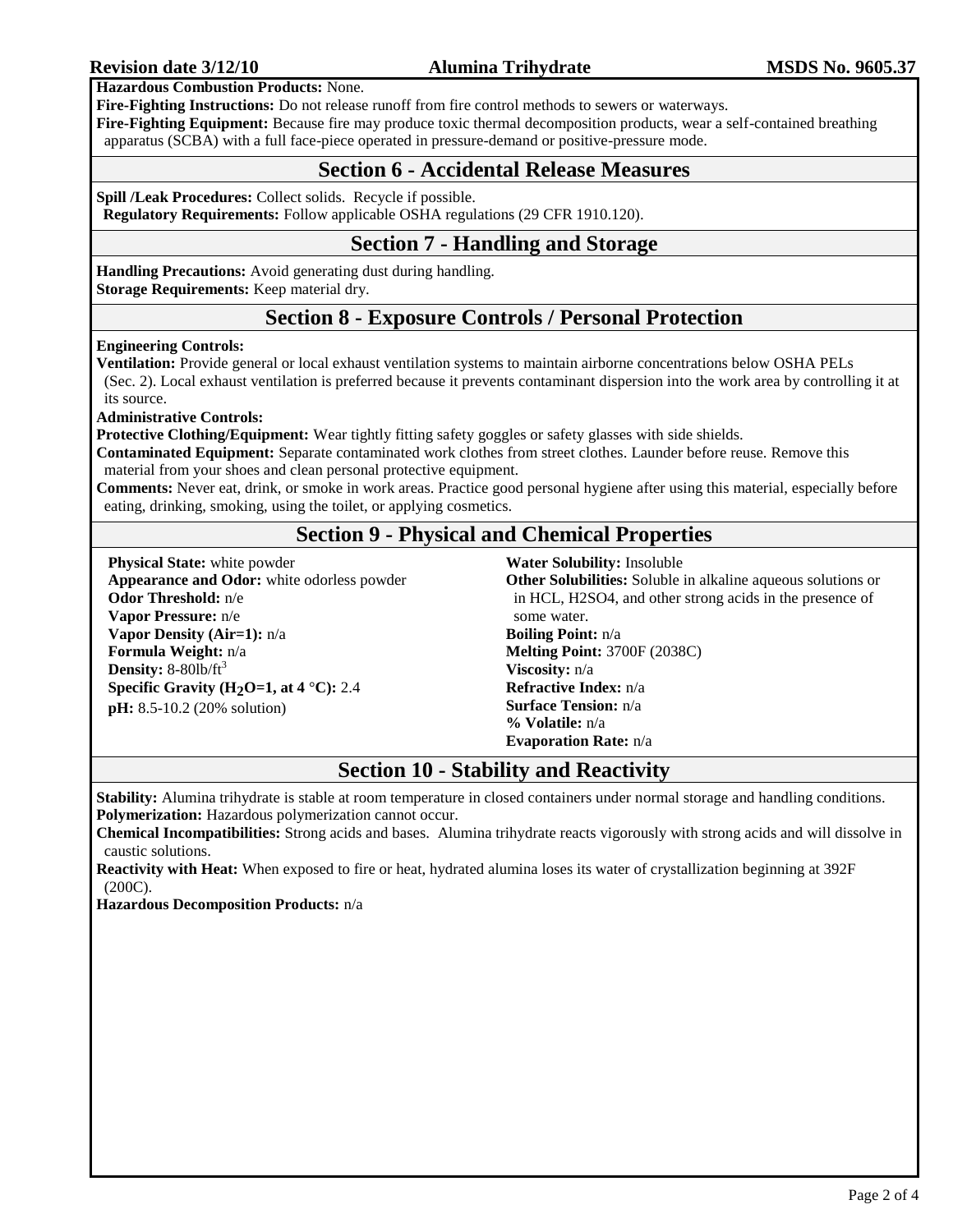**Hazardous Combustion Products:** None.

**Fire-Fighting Instructions:** Do not release runoff from fire control methods to sewers or waterways.

**Fire-Fighting Equipment:** Because fire may produce toxic thermal decomposition products, wear a self-contained breathing apparatus (SCBA) with a full face-piece operated in pressure-demand or positive-pressure mode.

## Section 6 - Accidental Release Measures

**Spill /Leak Procedures:** Collect solids. Recycle if possible.

**Regulatory Requirements:** Follow applicable OSHA regulations (29 CFR 1910.120).

## Section 7 - Handling and Storage

**Handling Precautions:** Avoid generating dust during handling.

**Storage Requirements:** Keep material dry.

## Section 8 - Exposure Controls / Personal Protection

**Engineering Controls:**

**Ventilation:** Provide general or local exhaust ventilation systems to maintain airborne concentrations below OSHA PELs (Sec. 2). Local exhaust ventilation is preferred because it prevents contaminant dispersion into the work area by controlling it at its source.

**Administrative Controls:**

**Protective Clothing/Equipment:** Wear tightly fitting safety goggles or safety glasses with side shields.

**Contaminated Equipment:** Separate contaminated work clothes from street clothes. Launder before reuse. Remove this material from your shoes and clean personal protective equipment.

**Comments:** Never eat, drink, or smoke in work areas. Practice good personal hygiene after using this material, especially before eating, drinking, smoking, using the toilet, or applying cosmetics.

## Section 9 - Physical and Chemical Properties

**Physical State:** white powder
**Appearance and Odor:** white odorless powder
**Odor Threshold:** n/e
**Vapor Pressure:** n/e
**Vapor Density (Air=1):** n/a
**Formula Weight:** n/a
**Density:** 8-80lb/ft$^3$
**Specific Gravity ($H_2O$=1, at 4 °C):** 2.4
**pH:** 8.5-10.2 (20% solution)

**Water Solubility:** Insoluble
**Other Solubilities:** Soluble in alkaline aqueous solutions or in HCL, H2SO4, and other strong acids in the presence of some water.
**Boiling Point:** n/a
**Melting Point:** 3700F (2038C)
**Viscosity:** n/a
**Refractive Index:** n/a
**Surface Tension:** n/a
**% Volatile:** n/a
**Evaporation Rate:** n/a

## Section 10 - Stability and Reactivity

**Stability:** Alumina trihydrate is stable at room temperature in closed containers under normal storage and handling conditions.

**Polymerization:** Hazardous polymerization cannot occur.

**Chemical Incompatibilities:** Strong acids and bases. Alumina trihydrate reacts vigorously with strong acids and will dissolve in caustic solutions.

**Reactivity with Heat:** When exposed to fire or heat, hydrated alumina loses its water of crystallization beginning at 392F (200C).

**Hazardous Decomposition Products:** n/a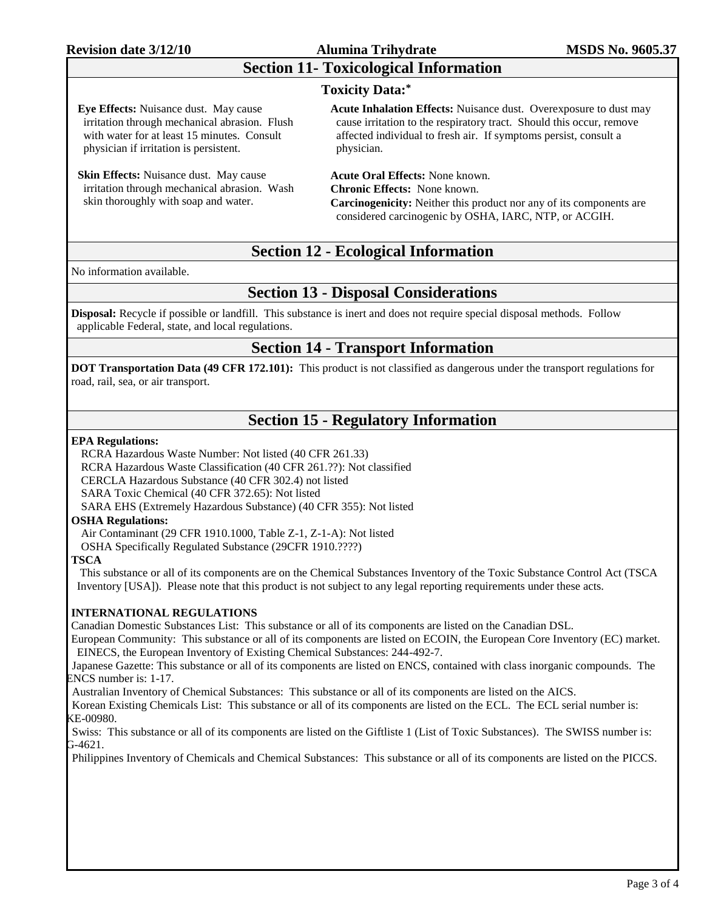## Section 11- Toxicological Information

### Toxicity Data:*

**Eye Effects:** Nuisance dust. May cause irritation through mechanical abrasion. Flush with water for at least 15 minutes. Consult physician if irritation is persistent.

**Skin Effects:** Nuisance dust. May cause irritation through mechanical abrasion. Wash skin thoroughly with soap and water.

**Acute Inhalation Effects:** Nuisance dust. Overexposure to dust may cause irritation to the respiratory tract. Should this occur, remove affected individual to fresh air. If symptoms persist, consult a physician.

**Acute Oral Effects:** None known.
**Chronic Effects:** None known.
**Carcinogenicity:** Neither this product nor any of its components are considered carcinogenic by OSHA, IARC, NTP, or ACGIH.

## Section 12 - Ecological Information

No information available.

## Section 13 - Disposal Considerations

**Disposal:** Recycle if possible or landfill. This substance is inert and does not require special disposal methods. Follow applicable Federal, state, and local regulations.

## Section 14 - Transport Information

**DOT Transportation Data (49 CFR 172.101):** This product is not classified as dangerous under the transport regulations for road, rail, sea, or air transport.

## Section 15 - Regulatory Information

**EPA Regulations:**
RCRA Hazardous Waste Number: Not listed (40 CFR 261.33)
RCRA Hazardous Waste Classification (40 CFR 261.??): Not classified
CERCLA Hazardous Substance (40 CFR 302.4) not listed
SARA Toxic Chemical (40 CFR 372.65): Not listed
SARA EHS (Extremely Hazardous Substance) (40 CFR 355): Not listed

**OSHA Regulations:**
Air Contaminant (29 CFR 1910.1000, Table Z-1, Z-1-A): Not listed
OSHA Specifically Regulated Substance (29CFR 1910.????)

**TSCA**
This substance or all of its components are on the Chemical Substances Inventory of the Toxic Substance Control Act (TSCA Inventory [USA]). Please note that this product is not subject to any legal reporting requirements under these acts.

**INTERNATIONAL REGULATIONS**
Canadian Domestic Substances List: This substance or all of its components are listed on the Canadian DSL.
European Community: This substance or all of its components are listed on ECOIN, the European Core Inventory (EC) market. EINECS, the European Inventory of Existing Chemical Substances: 244-492-7.
Japanese Gazette: This substance or all of its components are listed on ENCS, contained with class inorganic compounds. The ENCS number is: 1-17.
Australian Inventory of Chemical Substances: This substance or all of its components are listed on the AICS.
Korean Existing Chemicals List: This substance or all of its components are listed on the ECL. The ECL serial number is: KE-00980.
Swiss: This substance or all of its components are listed on the Giftliste 1 (List of Toxic Substances). The SWISS number is: G-4621.
Philippines Inventory of Chemicals and Chemical Substances: This substance or all of its components are listed on the PICCS.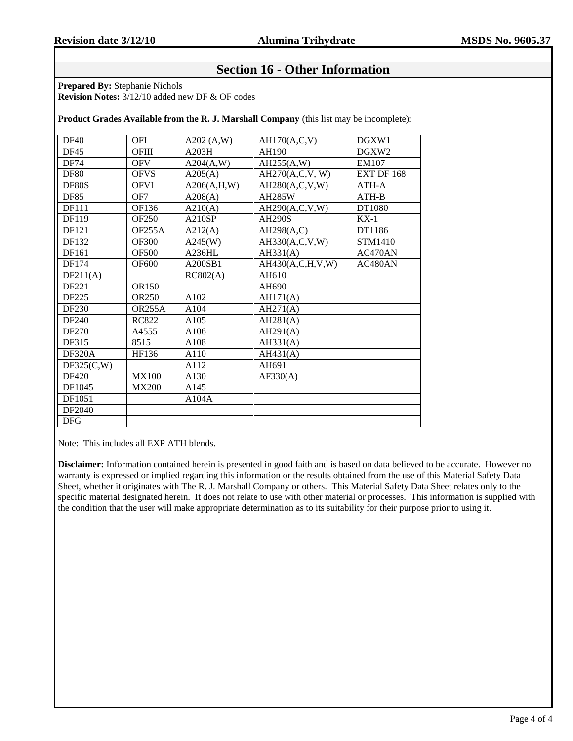## Section 16 - Other Information

**Prepared By:** Stephanie Nichols
**Revision Notes:** 3/12/10 added new DF & OF codes

**Product Grades Available from the R. J. Marshall Company** (this list may be incomplete):

| | | | | |
|---|---|---|---|---|
| DF40 | OFI | A202 (A,W) | AH170(A,C,V) | DGXW1 |
| DF45 | OFIII | A203H | AH190 | DGXW2 |
| DF74 | OFV | A204(A,W) | AH255(A,W) | EM107 |
| DF80 | OFVS | A205(A) | AH270(A,C,V, W) | EXT DF 168 |
| DF80S | OFVI | A206(A,H,W) | AH280(A,C,V,W) | ATH-A |
| DF85 | OF7 | A208(A) | AH285W | ATH-B |
| DF111 | OF136 | A210(A) | AH290(A,C,V,W) | DT1080 |
| DF119 | OF250 | A210SP | AH290S | KX-1 |
| DF121 | OF255A | A212(A) | AH298(A,C) | DT1186 |
| DF132 | OF300 | A245(W) | AH330(A,C,V,W) | STM1410 |
| DF161 | OF500 | A236HL | AH331(A) | AC470AN |
| DF174 | OF600 | A200SB1 | AH430(A,C,H,V,W) | AC480AN |
| DF211(A) | | RC802(A) | AH610 | |
| DF221 | OR150 | | AH690 | |
| DF225 | OR250 | A102 | AH171(A) | |
| DF230 | OR255A | A104 | AH271(A) | |
| DF240 | RC822 | A105 | AH281(A) | |
| DF270 | A4555 | A106 | AH291(A) | |
| DF315 | 8515 | A108 | AH331(A) | |
| DF320A | HF136 | A110 | AH431(A) | |
| DF325(C,W) | | A112 | AH691 | |
| DF420 | MX100 | A130 | AF330(A) | |
| DF1045 | MX200 | A145 | | |
| DF1051 | | A104A | | |
| DF2040 | | | | |
| DFG | | | | |

Note: This includes all EXP ATH blends.

**Disclaimer:** Information contained herein is presented in good faith and is based on data believed to be accurate. However no warranty is expressed or implied regarding this information or the results obtained from the use of this Material Safety Data Sheet, whether it originates with The R. J. Marshall Company or others. This Material Safety Data Sheet relates only to the specific material designated herein. It does not relate to use with other material or processes. This information is supplied with the condition that the user will make appropriate determination as to its suitability for their purpose prior to using it.